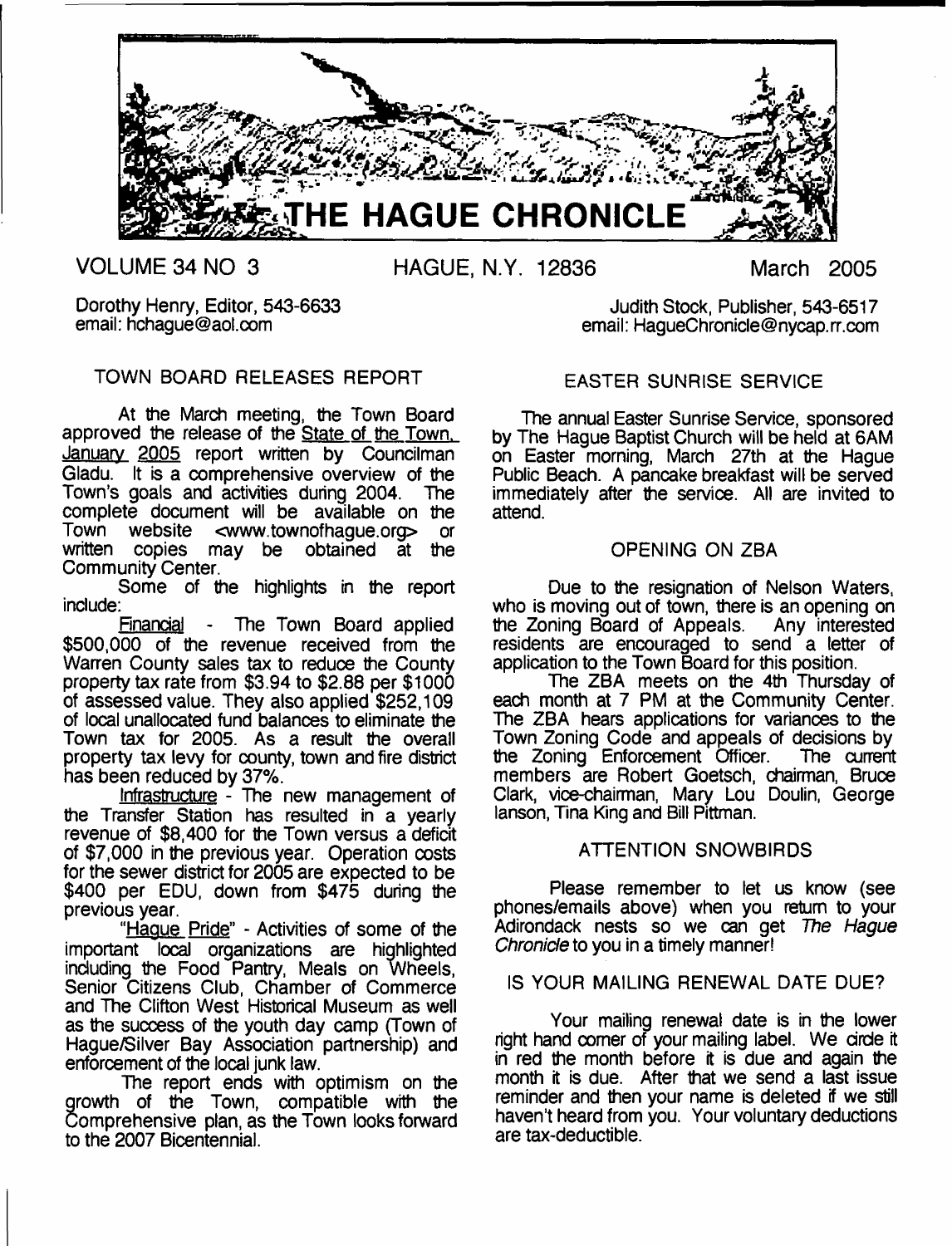# THE HAGUE CHRONICLE

VOLUME 34 NO 3 HAGUE, N.Y. 12836 March 2005

Dorothy Henry, Editor, 543-6633
email: hchague@aol.com

Judith Stock, Publisher, 543-6517
email: HagueChronicle@nycap.rr.com

## TOWN BOARD RELEASES REPORT

At the March meeting, the Town Board approved the release of the State of the Town, January 2005 report written by Councilman Gladu. It is a comprehensive overview of the Town's goals and activities during 2004. The complete document will be available on the Town website <www.townofhague.org> or written copies may be obtained at the Community Center.

Some of the highlights in the report include:

Financial - The Town Board applied $500,000 of the revenue received from the Warren County sales tax to reduce the County property tax rate from $3.94 to $2.88 per $1000 of assessed value. They also applied $252,109 of local unallocated fund balances to eliminate the Town tax for 2005. As a result the overall property tax levy for county, town and fire district has been reduced by 37%.

Infrastructure - The new management of the Transfer Station has resulted in a yearly revenue of $8,400 for the Town versus a deficit of $7,000 in the previous year. Operation costs for the sewer district for 2005 are expected to be $400 per EDU, down from $475 during the previous year.

"Hague Pride" - Activities of some of the important local organizations are highlighted including the Food Pantry, Meals on Wheels, Senior Citizens Club, Chamber of Commerce and The Clifton West Historical Museum as well as the success of the youth day camp (Town of Hague/Silver Bay Association partnership) and enforcement of the local junk law.

The report ends with optimism on the growth of the Town, compatible with the Comprehensive plan, as the Town looks forward to the 2007 Bicentennial.

## EASTER SUNRISE SERVICE

The annual Easter Sunrise Service, sponsored by The Hague Baptist Church will be held at 6AM on Easter morning, March 27th at the Hague Public Beach. A pancake breakfast will be served immediately after the service. All are invited to attend.

## OPENING ON ZBA

Due to the resignation of Nelson Waters, who is moving out of town, there is an opening on the Zoning Board of Appeals. Any interested residents are encouraged to send a letter of application to the Town Board for this position.

The ZBA meets on the 4th Thursday of each month at 7 PM at the Community Center. The ZBA hears applications for variances to the Town Zoning Code and appeals of decisions by the Zoning Enforcement Officer. The current members are Robert Goetsch, chairman, Bruce Clark, vice-chairman, Mary Lou Doulin, George Ianson, Tina King and Bill Pittman.

## ATTENTION SNOWBIRDS

Please remember to let us know (see phones/emails above) when you return to your Adirondack nests so we can get *The Hague Chronicle* to you in a timely manner!

## IS YOUR MAILING RENEWAL DATE DUE?

Your mailing renewal date is in the lower right hand corner of your mailing label. We circle it in red the month before it is due and again the month it is due. After that we send a last issue reminder and then your name is deleted if we still haven't heard from you. Your voluntary deductions are tax-deductible.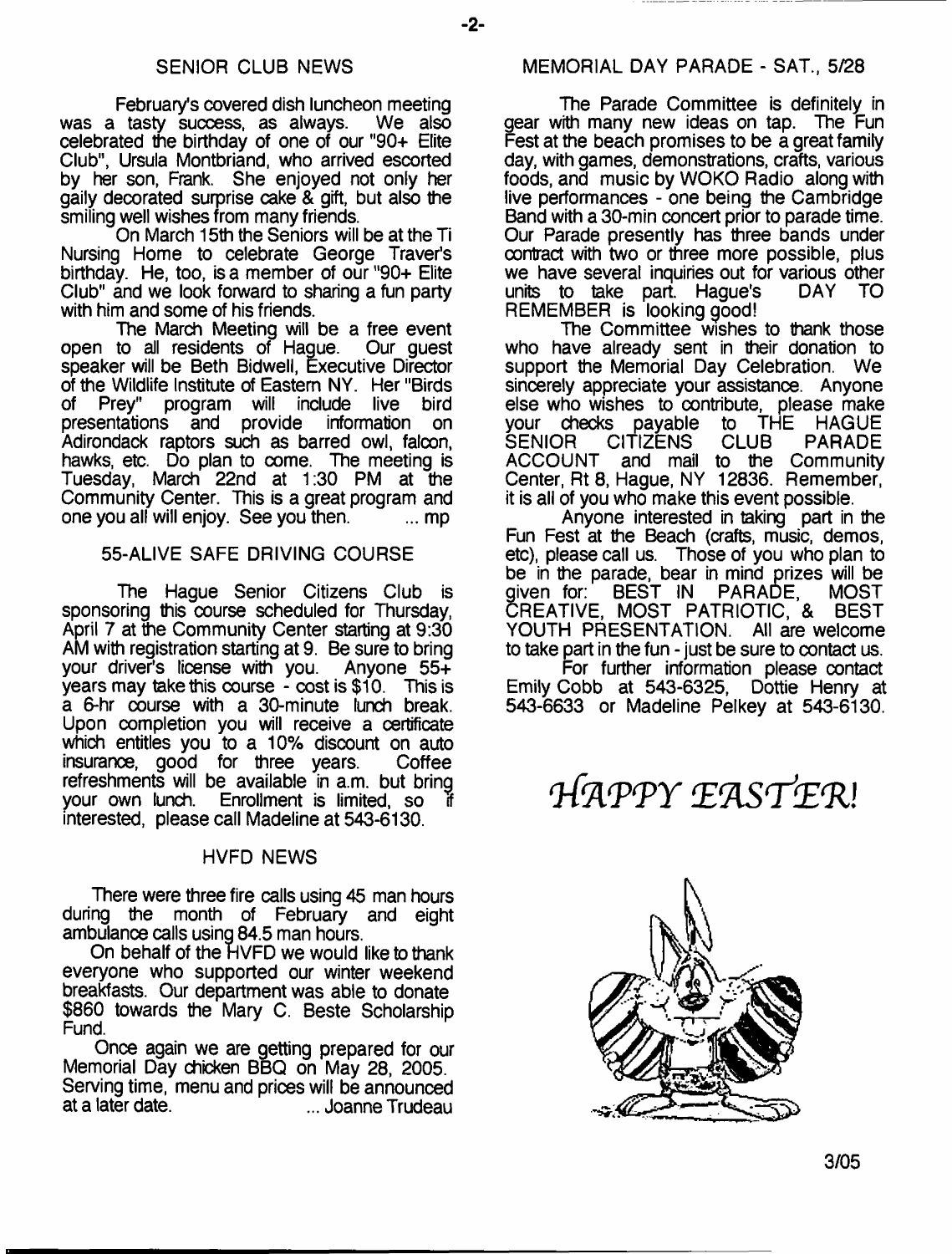## SENIOR CLUB NEWS

February's covered dish luncheon meeting was a tasty success, as always. We also celebrated the birthday of one of our "90+ Elite Club", Ursula Montbriand, who arrived escorted by her son, Frank. She enjoyed not only her gaily decorated surprise cake & gift, but also the smiling well wishes from many friends.

On March 15th the Seniors will be at the Ti Nursing Home to celebrate George Traver's birthday. He, too, is a member of our "90+ Elite Club" and we look forward to sharing a fun party with him and some of his friends.

The March Meeting will be a free event open to all residents of Hague. Our guest speaker will be Beth Bidwell, Executive Director of the Wildlife Institute of Eastern NY. Her "Birds of Prey" program will include live bird presentations and provide information on Adirondack raptors such as barred owl, falcon, hawks, etc. Do plan to come. The meeting is Tuesday, March 22nd at 1:30 PM at the Community Center. This is a great program and one you all will enjoy. See you then. ... mp

## 55-ALIVE SAFE DRIVING COURSE

The Hague Senior Citizens Club is sponsoring this course scheduled for Thursday, April 7 at the Community Center starting at 9:30 AM with registration starting at 9. Be sure to bring your driver's license with you. Anyone 55+ years may take this course - cost is $10. This is a 6-hr course with a 30-minute lunch break. Upon completion you will receive a certificate which entitles you to a 10% discount on auto insurance, good for three years. Coffee refreshments will be available in a.m. but bring your own lunch. Enrollment is limited, so if interested, please call Madeline at 543-6130.

## HVFD NEWS

There were three fire calls using 45 man hours during the month of February and eight ambulance calls using 84.5 man hours.

On behalf of the HVFD we would like to thank everyone who supported our winter weekend breakfasts. Our department was able to donate $860 towards the Mary C. Beste Scholarship Fund.

Once again we are getting prepared for our Memorial Day chicken BBQ on May 28, 2005. Serving time, menu and prices will be announced at a later date. ... Joanne Trudeau

## MEMORIAL DAY PARADE - SAT., 5/28

The Parade Committee is definitely in gear with many new ideas on tap. The Fun Fest at the beach promises to be a great family day, with games, demonstrations, crafts, various foods, and music by WOKO Radio along with live performances - one being the Cambridge Band with a 30-min concert prior to parade time. Our Parade presently has three bands under contract with two or three more possible, plus we have several inquiries out for various other units to take part. Hague's DAY TO REMEMBER is looking good!

The Committee wishes to thank those who have already sent in their donation to support the Memorial Day Celebration. We sincerely appreciate your assistance. Anyone else who wishes to contribute, please make your checks payable to THE HAGUE SENIOR CITIZENS CLUB PARADE ACCOUNT and mail to the Community Center, Rt 8, Hague, NY 12836. Remember, it is all of you who make this event possible.

Anyone interested in taking part in the Fun Fest at the Beach (crafts, music, demos, etc), please call us. Those of you who plan to be in the parade, bear in mind prizes will be given for: BEST IN PARADE, MOST CREATIVE, MOST PATRIOTIC, & BEST YOUTH PRESENTATION. All are welcome to take part in the fun - just be sure to contact us.

For further information please contact Emily Cobb at 543-6325, Dottie Henry at 543-6633 or Madeline Pelkey at 543-6130.

*HAPPY EASTER!*

3/05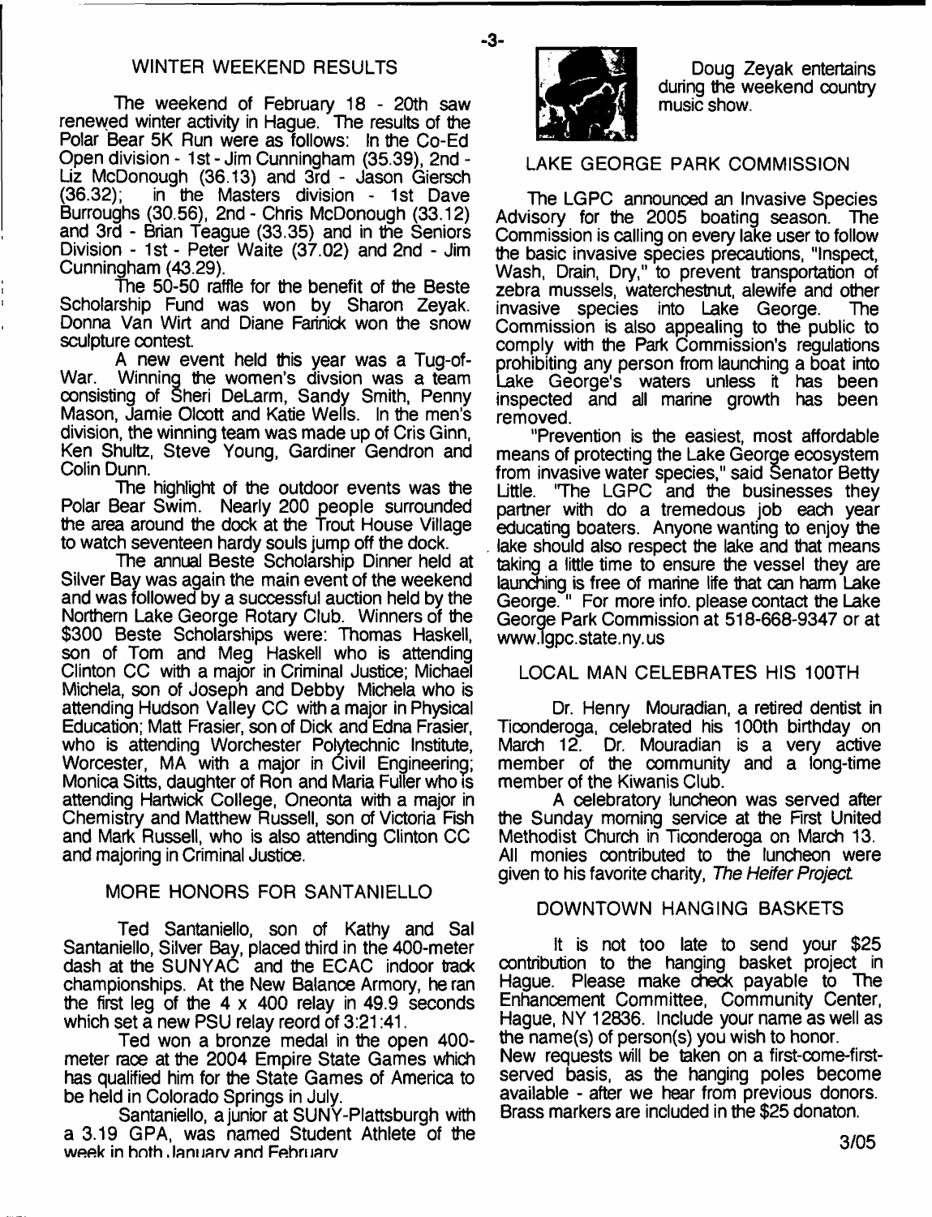## WINTER WEEKEND RESULTS

The weekend of February 18 - 20th saw renewed winter activity in Hague. The results of the Polar Bear 5K Run were as follows: In the Co-Ed Open division - 1st - Jim Cunningham (35.39), 2nd - Liz McDonough (36.13) and 3rd - Jason Giersch (36.32); in the Masters division - 1st Dave Burroughs (30.56), 2nd - Chris McDonough (33.12) and 3rd - Brian Teague (33.35) and in the Seniors Division - 1st - Peter Waite (37.02) and 2nd - Jim Cunningham (43.29).

The 50-50 raffle for the benefit of the Beste Scholarship Fund was won by Sharon Zeyak. Donna Van Wirt and Diane Farinick won the snow sculpture contest.

A new event held this year was a Tug-of-War. Winning the women's divsion was a team consisting of Sheri DeLarm, Sandy Smith, Penny Mason, Jamie Olcott and Katie Wells. In the men's division, the winning team was made up of Cris Ginn, Ken Shultz, Steve Young, Gardiner Gendron and Colin Dunn.

The highlight of the outdoor events was the Polar Bear Swim. Nearly 200 people surrounded the area around the dock at the Trout House Village to watch seventeen hardy souls jump off the dock.

The annual Beste Scholarship Dinner held at Silver Bay was again the main event of the weekend and was followed by a successful auction held by the Northern Lake George Rotary Club. Winners of the $300 Beste Scholarships were: Thomas Haskell, son of Tom and Meg Haskell who is attending Clinton CC with a major in Criminal Justice; Michael Michela, son of Joseph and Debby Michela who is attending Hudson Valley CC with a major in Physical Education; Matt Frasier, son of Dick and Edna Frasier, who is attending Worchester Polytechnic Institute, Worcester, MA with a major in Civil Engineering; Monica Sitts, daughter of Ron and Maria Fuller who is attending Hartwick College, Oneonta with a major in Chemistry and Matthew Russell, son of Victoria Fish and Mark Russell, who is also attending Clinton CC and majoring in Criminal Justice.

## MORE HONORS FOR SANTANIELLO

Ted Santaniello, son of Kathy and Sal Santaniello, Silver Bay, placed third in the 400-meter dash at the SUNYAC and the ECAC indoor track championships. At the New Balance Armory, he ran the first leg of the 4 x 400 relay in 49.9 seconds which set a new PSU relay reord of 3:21:41.

Ted won a bronze medal in the open 400-meter race at the 2004 Empire State Games which has qualified him for the State Games of America to be held in Colorado Springs in July.

Santaniello, a junior at SUNY-Plattsburgh with a 3.19 GPA, was named Student Athlete of the week in both January and February

Doug Zeyak entertains during the weekend country music show.

## LAKE GEORGE PARK COMMISSION

The LGPC announced an Invasive Species Advisory for the 2005 boating season. The Commission is calling on every lake user to follow the basic invasive species precautions, "Inspect, Wash, Drain, Dry," to prevent transportation of zebra mussels, waterchestnut, alewife and other invasive species into Lake George. The Commission is also appealing to the public to comply with the Park Commission's regulations prohibiting any person from launching a boat into Lake George's waters unless it has been inspected and all marine growth has been removed.

"Prevention is the easiest, most affordable means of protecting the Lake George ecosystem from invasive water species," said Senator Betty Little. "The LGPC and the businesses they partner with do a tremedous job each year educating boaters. Anyone wanting to enjoy the lake should also respect the lake and that means taking a little time to ensure the vessel they are launching is free of marine life that can harm Lake George." For more info. please contact the Lake George Park Commission at 518-668-9347 or at www.lgpc.state.ny.us

## LOCAL MAN CELEBRATES HIS 100TH

Dr. Henry Mouradian, a retired dentist in Ticonderoga, celebrated his 100th birthday on March 12. Dr. Mouradian is a very active member of the community and a long-time member of the Kiwanis Club.

A celebratory luncheon was served after the Sunday morning service at the First United Methodist Church in Ticonderoga on March 13. All monies contributed to the luncheon were given to his favorite charity, *The Heifer Project*.

## DOWNTOWN HANGING BASKETS

It is not too late to send your $25 contribution to the hanging basket project in Hague. Please make check payable to The Enhancement Committee, Community Center, Hague, NY 12836. Include your name as well as the name(s) of person(s) you wish to honor.

New requests will be taken on a first-come-first-served basis, as the hanging poles become available - after we hear from previous donors. Brass markers are included in the $25 donaton.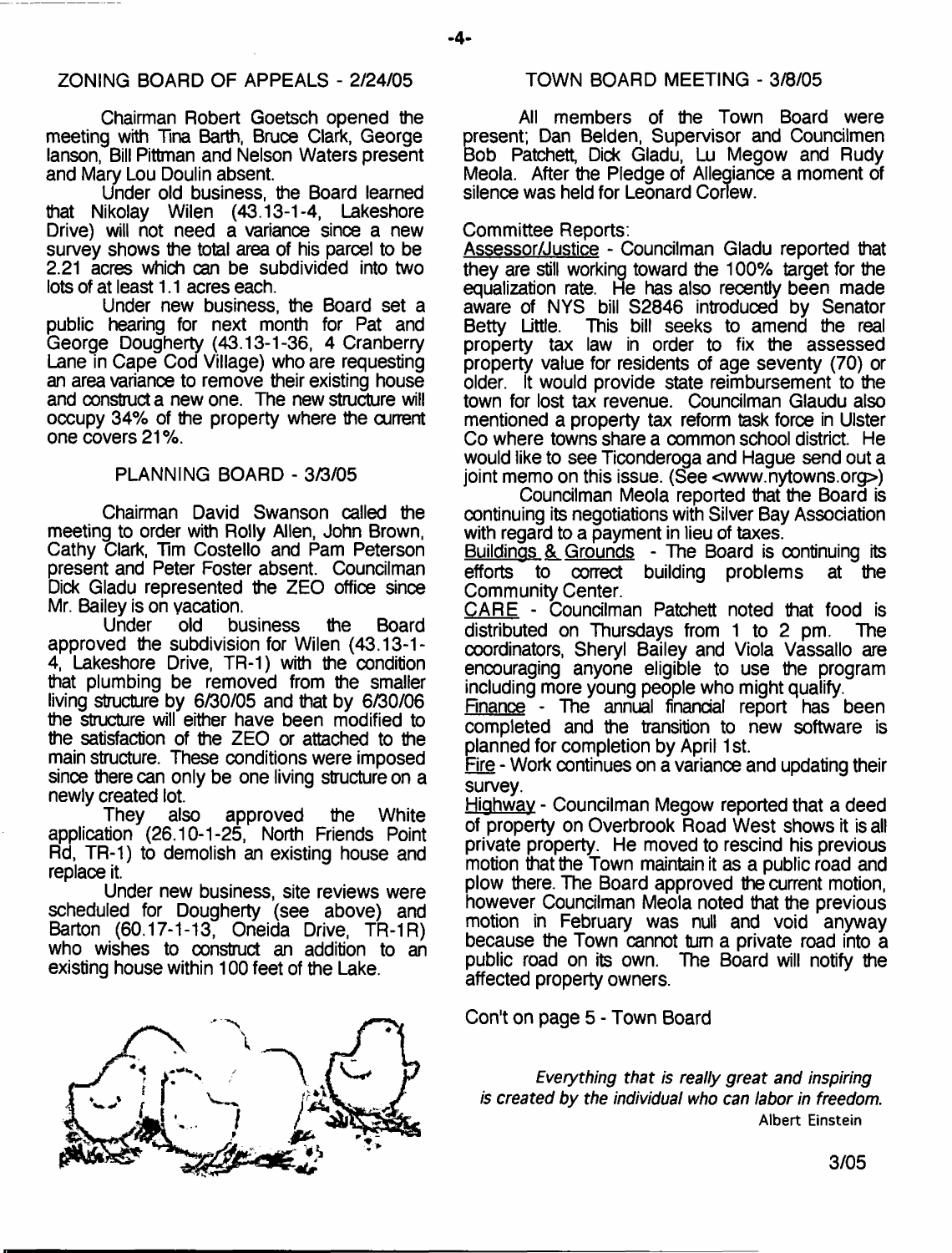## ZONING BOARD OF APPEALS - 2/24/05

Chairman Robert Goetsch opened the meeting with Tina Barth, Bruce Clark, George lanson, Bill Pittman and Nelson Waters present and Mary Lou Doulin absent.

Under old business, the Board learned that Nikolay Wilen (43.13-1-4, Lakeshore Drive) will not need a variance since a new survey shows the total area of his parcel to be 2.21 acres which can be subdivided into two lots of at least 1.1 acres each.

Under new business, the Board set a public hearing for next month for Pat and George Dougherty (43.13-1-36, 4 Cranberry Lane in Cape Cod Village) who are requesting an area variance to remove their existing house and construct a new one. The new structure will occupy 34% of the property where the current one covers 21%.

## PLANNING BOARD - 3/3/05

Chairman David Swanson called the meeting to order with Rolly Allen, John Brown, Cathy Clark, Tim Costello and Pam Peterson present and Peter Foster absent. Councilman Dick Gladu represented the ZEO office since Mr. Bailey is on vacation.

Under old business the Board approved the subdivision for Wilen (43.13-1-4, Lakeshore Drive, TR-1) with the condition that plumbing be removed from the smaller living structure by 6/30/05 and that by 6/30/06 the structure will either have been modified to the satisfaction of the ZEO or attached to the main structure. These conditions were imposed since there can only be one living structure on a newly created lot.

They also approved the White application (26.10-1-25, North Friends Point Rd, TR-1) to demolish an existing house and replace it.

Under new business, site reviews were scheduled for Dougherty (see above) and Barton (60.17-1-13, Oneida Drive, TR-1R) who wishes to construct an addition to an existing house within 100 feet of the Lake.

## TOWN BOARD MEETING - 3/8/05

All members of the Town Board were present; Dan Belden, Supervisor and Councilmen Bob Patchett, Dick Gladu, Lu Megow and Rudy Meola. After the Pledge of Allegiance a moment of silence was held for Leonard Corlew.

Committee Reports:

Assessor/Justice - Councilman Gladu reported that they are still working toward the 100% target for the equalization rate. He has also recently been made aware of NYS bill S2846 introduced by Senator Betty Little. This bill seeks to amend the real property tax law in order to fix the assessed property value for residents of age seventy (70) or older. It would provide state reimbursement to the town for lost tax revenue. Councilman Glaudu also mentioned a property tax reform task force in Ulster Co where towns share a common school district. He would like to see Ticonderoga and Hague send out a joint memo on this issue. (See <www.nytowns.org>)

Councilman Meola reported that the Board is continuing its negotiations with Silver Bay Association with regard to a payment in lieu of taxes.

Buildings & Grounds - The Board is continuing its efforts to correct building problems at the Community Center.

CARE - Councilman Patchett noted that food is distributed on Thursdays from 1 to 2 pm. The coordinators, Sheryl Bailey and Viola Vassallo are encouraging anyone eligible to use the program including more young people who might qualify.

Finance - The annual financial report has been completed and the transition to new software is planned for completion by April 1st.

Fire - Work continues on a variance and updating their survey.

Highway - Councilman Megow reported that a deed of property on Overbrook Road West shows it is all private property. He moved to rescind his previous motion that the Town maintain it as a public road and plow there. The Board approved the current motion, however Councilman Meola noted that the previous motion in February was null and void anyway because the Town cannot turn a private road into a public road on its own. The Board will notify the affected property owners.

Con't on page 5 - Town Board

*Everything that is really great and inspiring is created by the individual who can labor in freedom.*
Albert Einstein

3/05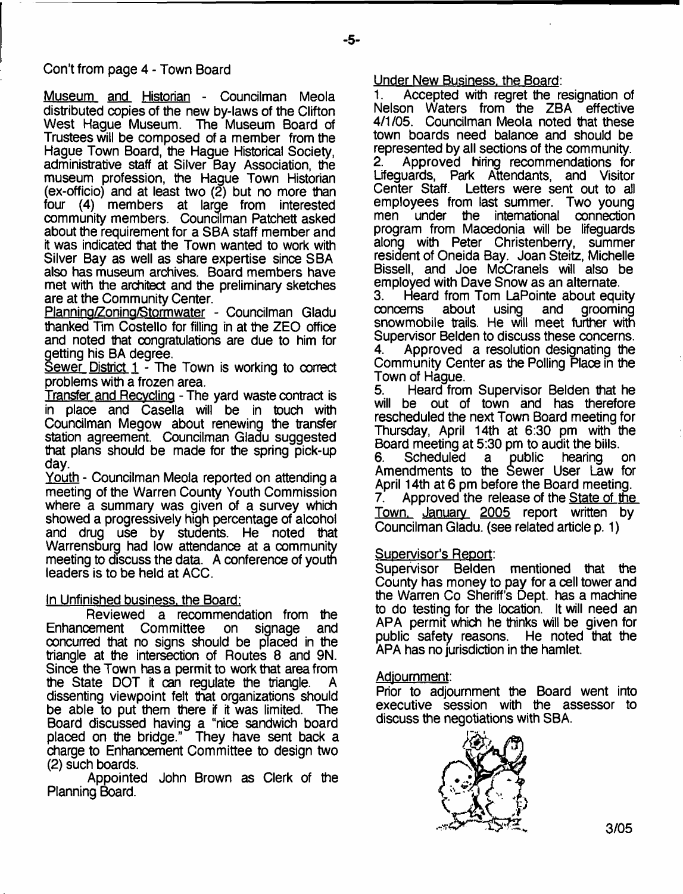Con't from page 4 - Town Board

Museum and Historian - Councilman Meola distributed copies of the new by-laws of the Clifton West Hague Museum. The Museum Board of Trustees will be composed of a member from the Hague Town Board, the Hague Historical Society, administrative staff at Silver Bay Association, the museum profession, the Hague Town Historian (ex-officio) and at least two (2) but no more than four (4) members at large from interested community members. Councilman Patchett asked about the requirement for a SBA staff member and it was indicated that the Town wanted to work with Silver Bay as well as share expertise since SBA also has museum archives. Board members have met with the architect and the preliminary sketches are at the Community Center.

Planning/Zoning/Stormwater - Councilman Gladu thanked Tim Costello for filling in at the ZEO office and noted that congratulations are due to him for getting his BA degree.

Sewer District 1 - The Town is working to correct problems with a frozen area.

Transfer and Recycling - The yard waste contract is in place and Casella will be in touch with Councilman Megow about renewing the transfer station agreement. Councilman Gladu suggested that plans should be made for the spring pick-up day.

Youth - Councilman Meola reported on attending a meeting of the Warren County Youth Commission where a summary was given of a survey which showed a progressively high percentage of alcohol and drug use by students. He noted that Warrensburg had low attendance at a community meeting to discuss the data. A conference of youth leaders is to be held at ACC.

In Unfinished business, the Board:

Reviewed a recommendation from the Enhancement Committee on signage and concurred that no signs should be placed in the triangle at the intersection of Routes 8 and 9N. Since the Town has a permit to work that area from the State DOT it can regulate the triangle. A dissenting viewpoint felt that organizations should be able to put them there if it was limited. The Board discussed having a "nice sandwich board placed on the bridge." They have sent back a charge to Enhancement Committee to design two (2) such boards.

Appointed John Brown as Clerk of the Planning Board.

Under New Business, the Board:

1. Accepted with regret the resignation of Nelson Waters from the ZBA effective 4/1/05. Councilman Meola noted that these town boards need balance and should be represented by all sections of the community.
2. Approved hiring recommendations for Lifeguards, Park Attendants, and Visitor Center Staff. Letters were sent out to all employees from last summer. Two young men under the international connection program from Macedonia will be lifeguards along with Peter Christenberry, summer resident of Oneida Bay. Joan Steitz, Michelle Bissell, and Joe McCranels will also be employed with Dave Snow as an alternate.
3. Heard from Tom LaPointe about equity concerns about using and grooming snowmobile trails. He will meet further with Supervisor Belden to discuss these concerns.
4. Approved a resolution designating the Community Center as the Polling Place in the Town of Hague.
5. Heard from Supervisor Belden that he will be out of town and has therefore rescheduled the next Town Board meeting for Thursday, April 14th at 6:30 pm with the Board meeting at 5:30 pm to audit the bills.
6. Scheduled a public hearing on Amendments to the Sewer User Law for April 14th at 6 pm before the Board meeting.
7. Approved the release of the State of the Town, January 2005 report written by Councilman Gladu. (see related article p. 1)

Supervisor's Report:

Supervisor Belden mentioned that the County has money to pay for a cell tower and the Warren Co Sheriff's Dept. has a machine to do testing for the location. It will need an APA permit which he thinks will be given for public safety reasons. He noted that the APA has no jurisdiction in the hamlet.

Adjournment:

Prior to adjournment the Board went into executive session with the assessor to discuss the negotiations with SBA.

3/05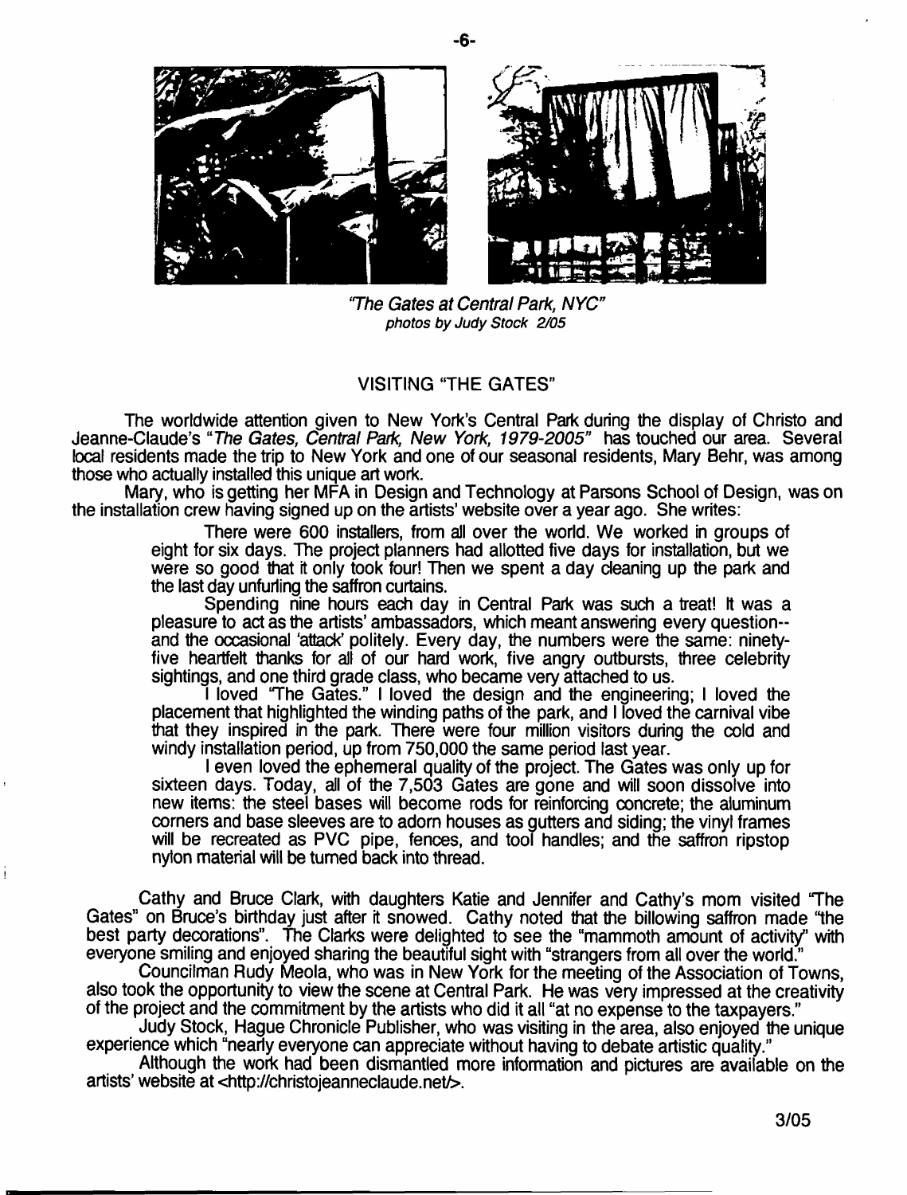*"The Gates at Central Park, NYC"*
*photos by Judy Stock 2/05*

## VISITING "THE GATES"

The worldwide attention given to New York's Central Park during the display of Christo and Jeanne-Claude's "*The Gates, Central Park, New York, 1979-2005*" has touched our area. Several local residents made the trip to New York and one of our seasonal residents, Mary Behr, was among those who actually installed this unique art work.

Mary, who is getting her MFA in Design and Technology at Parsons School of Design, was on the installation crew having signed up on the artists' website over a year ago. She writes:

> There were 600 installers, from all over the world. We worked in groups of eight for six days. The project planners had allotted five days for installation, but we were so good that it only took four! Then we spent a day cleaning up the park and the last day unfurling the saffron curtains.
>
> Spending nine hours each day in Central Park was such a treat! It was a pleasure to act as the artists' ambassadors, which meant answering every question--and the occasional 'attack' politely. Every day, the numbers were the same: ninety-five heartfelt thanks for all of our hard work, five angry outbursts, three celebrity sightings, and one third grade class, who became very attached to us.
>
> I loved "The Gates." I loved the design and the engineering; I loved the placement that highlighted the winding paths of the park, and I loved the carnival vibe that they inspired in the park. There were four million visitors during the cold and windy installation period, up from 750,000 the same period last year.
>
> I even loved the ephemeral quality of the project. The Gates was only up for sixteen days. Today, all of the 7,503 Gates are gone and will soon dissolve into new items: the steel bases will become rods for reinforcing concrete; the aluminum corners and base sleeves are to adorn houses as gutters and siding; the vinyl frames will be recreated as PVC pipe, fences, and tool handles; and the saffron ripstop nylon material will be turned back into thread.

Cathy and Bruce Clark, with daughters Katie and Jennifer and Cathy's mom visited "The Gates" on Bruce's birthday just after it snowed. Cathy noted that the billowing saffron made "the best party decorations". The Clarks were delighted to see the "mammoth amount of activity" with everyone smiling and enjoyed sharing the beautiful sight with "strangers from all over the world."

Councilman Rudy Meola, who was in New York for the meeting of the Association of Towns, also took the opportunity to view the scene at Central Park. He was very impressed at the creativity of the project and the commitment by the artists who did it all "at no expense to the taxpayers."

Judy Stock, Hague Chronicle Publisher, who was visiting in the area, also enjoyed the unique experience which "nearly everyone can appreciate without having to debate artistic quality."

Although the work had been dismantled more information and pictures are available on the artists' website at <http://christojeanneclaude.net/>.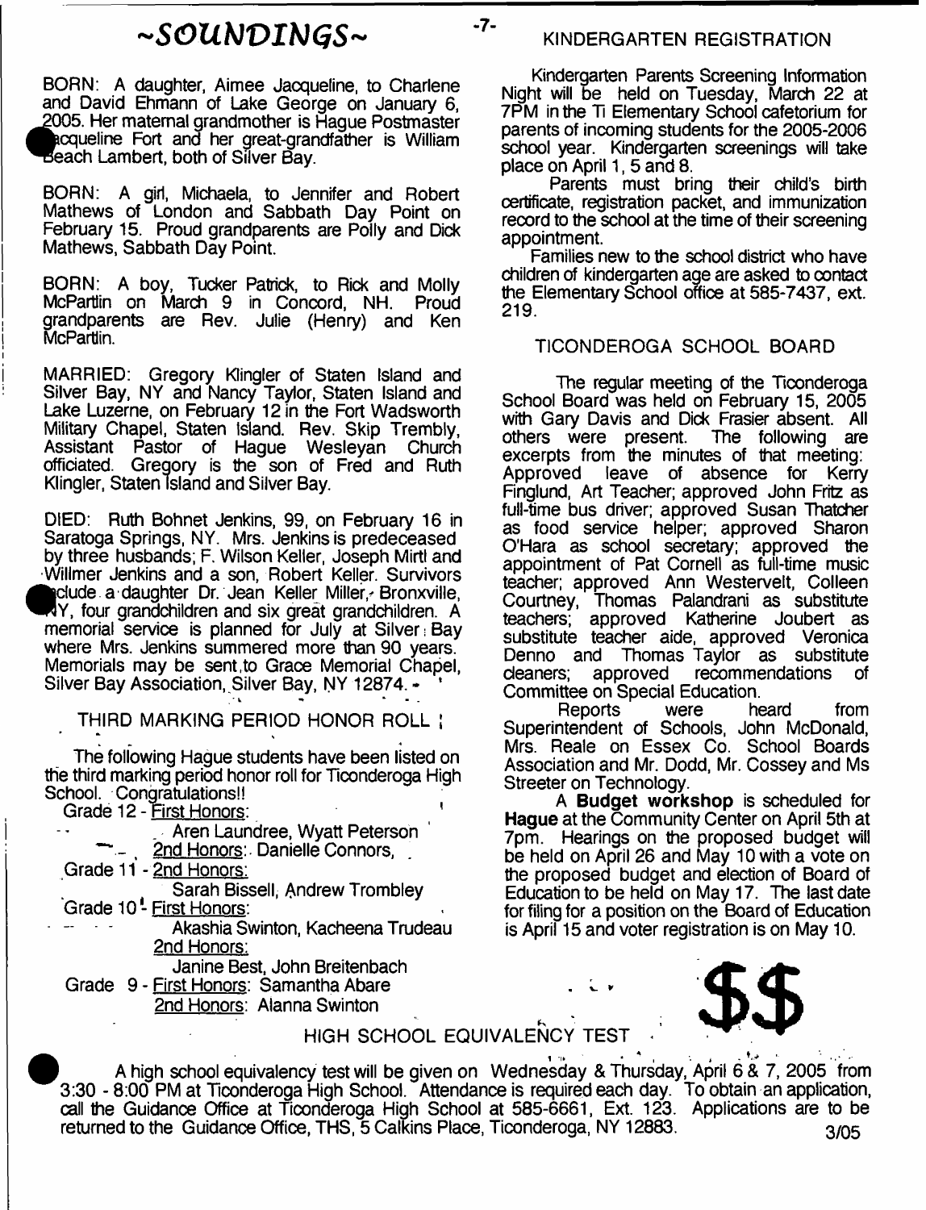# ~SOUNDINGS~

BORN: A daughter, Aimee Jacqueline, to Charlene and David Ehmann of Lake George on January 6, 2005. Her maternal grandmother is Hague Postmaster Jacqueline Fort and her great-grandfather is William Beach Lambert, both of Silver Bay.

BORN: A girl, Michaela, to Jennifer and Robert Mathews of London and Sabbath Day Point on February 15. Proud grandparents are Polly and Dick Mathews, Sabbath Day Point.

BORN: A boy, Tucker Patrick, to Rick and Molly McPartlin on March 9 in Concord, NH. Proud grandparents are Rev. Julie (Henry) and Ken McPartlin.

MARRIED: Gregory Klingler of Staten Island and Silver Bay, NY and Nancy Taylor, Staten Island and Lake Luzerne, on February 12 in the Fort Wadsworth Military Chapel, Staten Island. Rev. Skip Trembly, Assistant Pastor of Hague Wesleyan Church officiated. Gregory is the son of Fred and Ruth Klingler, Staten Island and Silver Bay.

DIED: Ruth Bohnet Jenkins, 99, on February 16 in Saratoga Springs, NY. Mrs. Jenkins is predeceased by three husbands; F. Wilson Keller, Joseph Mirtl and Willmer Jenkins and a son, Robert Keller. Survivors include a daughter Dr. Jean Keller Miller, Bronxville, NY, four grandchildren and six great grandchildren. A memorial service is planned for July at Silver Bay where Mrs. Jenkins summered more than 90 years. Memorials may be sent to Grace Memorial Chapel, Silver Bay Association, Silver Bay, NY 12874.

## THIRD MARKING PERIOD HONOR ROLL

The following Hague students have been listed on the third marking period honor roll for Ticonderoga High School. Congratulations!!

Grade 12 - First Honors: Aren Laundree, Wyatt Peterson
2nd Honors: Danielle Connors,

Grade 11 - 2nd Honors: Sarah Bissell, Andrew Trombley

Grade 10 - First Honors: Akashia Swinton, Kacheena Trudeau
2nd Honors: Janine Best, John Breitenbach

Grade 9 - First Honors: Samantha Abare
2nd Honors: Alanna Swinton

## KINDERGARTEN REGISTRATION

Kindergarten Parents Screening Information Night will be held on Tuesday, March 22 at 7PM in the Ti Elementary School cafetorium for parents of incoming students for the 2005-2006 school year. Kindergarten screenings will take place on April 1, 5 and 8.

Parents must bring their child's birth certificate, registration packet, and immunization record to the school at the time of their screening appointment.

Families new to the school district who have children of kindergarten age are asked to contact the Elementary School office at 585-7437, ext. 219.

## TICONDEROGA SCHOOL BOARD

The regular meeting of the Ticonderoga School Board was held on February 15, 2005 with Gary Davis and Dick Frasier absent. All others were present. The following are excerpts from the minutes of that meeting: Approved leave of absence for Kerry Finglund, Art Teacher; approved John Fritz as full-time bus driver; approved Susan Thatcher as food service helper; approved Sharon O'Hara as school secretary; approved the appointment of Pat Cornell as full-time music teacher; approved Ann Westervelt, Colleen Courtney, Thomas Palandrani as substitute teachers; approved Katherine Joubert as substitute teacher aide, approved Veronica Denno and Thomas Taylor as substitute cleaners; approved recommendations of Committee on Special Education.

Reports were heard from Superintendent of Schools, John McDonald, Mrs. Reale on Essex Co. School Boards Association and Mr. Dodd, Mr. Cossey and Ms Streeter on Technology.

A **Budget workshop** is scheduled for **Hague** at the Community Center on April 5th at 7pm. Hearings on the proposed budget will be held on April 26 and May 10 with a vote on the proposed budget and election of Board of Education to be held on May 17. The last date for filing for a position on the Board of Education is April 15 and voter registration is on May 10.

## HIGH SCHOOL EQUIVALENCY TEST

A high school equivalency test will be given on Wednesday & Thursday, April 6 & 7, 2005 from 3:30 - 8:00 PM at Ticonderoga High School. Attendance is required each day. To obtain an application, call the Guidance Office at Ticonderoga High School at 585-6661, Ext. 123. Applications are to be returned to the Guidance Office, THS, 5 Calkins Place, Ticonderoga, NY 12883.

3/05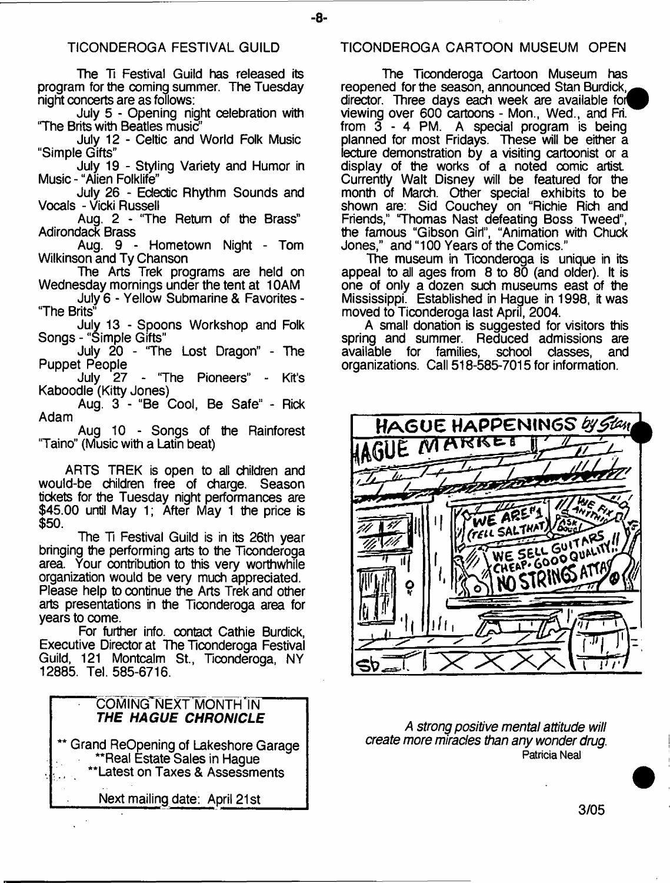## TICONDEROGA FESTIVAL GUILD

The Ti Festival Guild has released its program for the coming summer. The Tuesday night concerts are as follows:

July 5 - Opening night celebration with "The Brits with Beatles music"

July 12 - Celtic and World Folk Music "Simple Gifts"

July 19 - Styling Variety and Humor in Music - "Alien Folklife"

July 26 - Eclectic Rhythm Sounds and Vocals - Vicki Russell

Aug. 2 - "The Return of the Brass" Adirondack Brass

Aug. 9 - Hometown Night - Tom Wilkinson and Ty Chanson

The Arts Trek programs are held on Wednesday mornings under the tent at 10AM

July 6 - Yellow Submarine & Favorites - "The Brits"

July 13 - Spoons Workshop and Folk Songs - "Simple Gifts"

July 20 - "The Lost Dragon" - The Puppet People

July 27 - "The Pioneers" - Kit's Kaboodle (Kitty Jones)

Aug. 3 - "Be Cool, Be Safe" - Rick Adam

Aug 10 - Songs of the Rainforest "Taino" (Music with a Latin beat)

ARTS TREK is open to all children and would-be children free of charge. Season tickets for the Tuesday night performances are $45.00 until May 1; After May 1 the price is $50.

The Ti Festival Guild is in its 26th year bringing the performing arts to the Ticonderoga area. Your contribution to this very worthwhile organization would be very much appreciated. Please help to continue the Arts Trek and other arts presentations in the Ticonderoga area for years to come.

For further info. contact Cathie Burdick, Executive Director at The Ticonderoga Festival Guild, 121 Montcalm St., Ticonderoga, NY 12885. Tel. 585-6716.

COMING NEXT MONTH IN ***THE HAGUE CHRONICLE***

** Grand ReOpening of Lakeshore Garage
**Real Estate Sales in Hague
**Latest on Taxes & Assessments

Next mailing date: April 21st

## TICONDEROGA CARTOON MUSEUM OPEN

The Ticonderoga Cartoon Museum has reopened for the season, announced Stan Burdick, director. Three days each week are available for viewing over 600 cartoons - Mon., Wed., and Fri. from 3 - 4 PM. A special program is being planned for most Fridays. These will be either a lecture demonstration by a visiting cartoonist or a display of the works of a noted comic artist. Currently Walt Disney will be featured for the month of March. Other special exhibits to be shown are: Sid Couchey on "Richie Rich and Friends," "Thomas Nast defeating Boss Tweed", the famous "Gibson Girl", "Animation with Chuck Jones," and "100 Years of the Comics."

The museum in Ticonderoga is unique in its appeal to all ages from 8 to 80 (and older). It is one of only a dozen such museums east of the Mississippi. Established in Hague in 1998, it was moved to Ticonderoga last April, 2004.

A small donation is suggested for visitors this spring and summer. Reduced admissions are available for families, school classes, and organizations. Call 518-585-7015 for information.

HAGUE HAPPENINGS by Stan

*A strong positive mental attitude will create more miracles than any wonder drug.*
Patricia Neal

3/05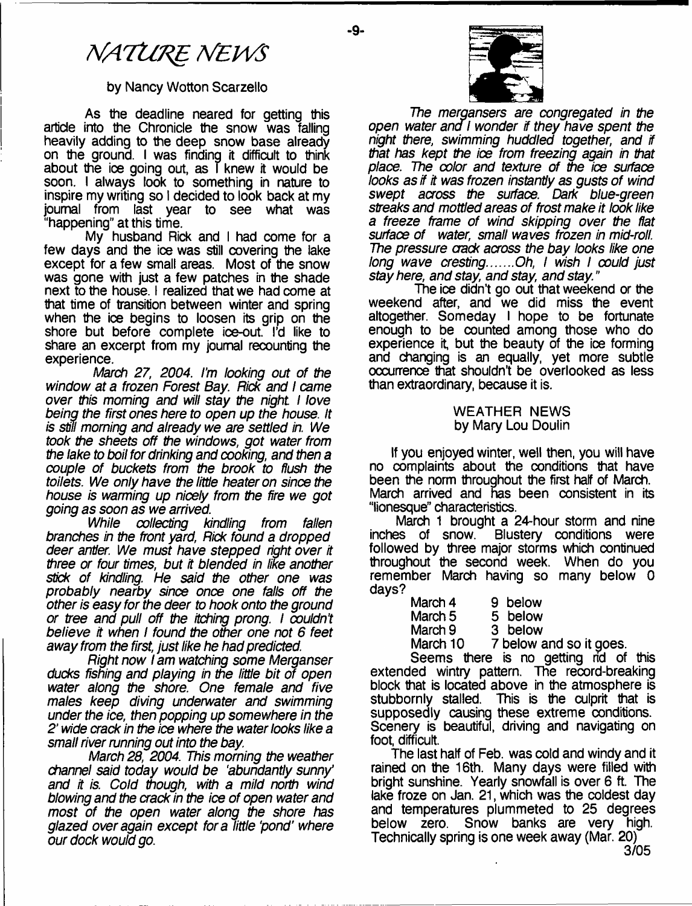# *NATURE NEWS*

by Nancy Wotton Scarzello

As the deadline neared for getting this article into the Chronicle the snow was falling heavily adding to the deep snow base already on the ground. I was finding it difficult to think about the ice going out, as I knew it would be soon. I always look to something in nature to inspire my writing so I decided to look back at my journal from last year to see what was "happening" at this time.

My husband Rick and I had come for a few days and the ice was still covering the lake except for a few small areas. Most of the snow was gone with just a few patches in the shade next to the house. I realized that we had come at that time of transition between winter and spring when the ice begins to loosen its grip on the shore but before complete ice-out. I'd like to share an excerpt from my journal recounting the experience.

*March 27, 2004. I'm looking out of the window at a frozen Forest Bay. Rick and I came over this morning and will stay the night. I love being the first ones here to open up the house. It is still morning and already we are settled in. We took the sheets off the windows, got water from the lake to boil for drinking and cooking, and then a couple of buckets from the brook to flush the toilets. We only have the little heater on since the house is warming up nicely from the fire we got going as soon as we arrived.*

*While collecting kindling from fallen branches in the front yard, Rick found a dropped deer antler. We must have stepped right over it three or four times, but it blended in like another stick of kindling. He said the other one was probably nearby since once one falls off the other is easy for the deer to hook onto the ground or tree and pull off the itching prong. I couldn't believe it when I found the other one not 6 feet away from the first, just like he had predicted.*

*Right now I am watching some Merganser ducks fishing and playing in the little bit of open water along the shore. One female and five males keep diving underwater and swimming under the ice, then popping up somewhere in the 2' wide crack in the ice where the water looks like a small river running out into the bay.*

*March 28, 2004. This morning the weather channel said today would be 'abundantly sunny' and it is. Cold though, with a mild north wind blowing and the crack in the ice of open water and most of the open water along the shore has glazed over again except for a little 'pond' where our dock would go.*

*The mergansers are congregated in the open water and I wonder if they have spent the night there, swimming huddled together, and if that has kept the ice from freezing again in that place. The color and texture of the ice surface looks as if it was frozen instantly as gusts of wind swept across the surface. Dark blue-green streaks and mottled areas of frost make it look like a freeze frame of wind skipping over the flat surface of water, small waves frozen in mid-roll. The pressure crack across the bay looks like one long wave cresting.......Oh, I wish I could just stay here, and stay, and stay, and stay."*

The ice didn't go out that weekend or the weekend after, and we did miss the event altogether. Someday I hope to be fortunate enough to be counted among those who do experience it, but the beauty of the ice forming and changing is an equally, yet more subtle occurrence that shouldn't be overlooked as less than extraordinary, because it is.

## WEATHER NEWS
by Mary Lou Doulin

If you enjoyed winter, well then, you will have no complaints about the conditions that have been the norm throughout the first half of March. March arrived and has been consistent in its "lionesque" characteristics.

March 1 brought a 24-hour storm and nine inches of snow. Blustery conditions were followed by three major storms which continued throughout the second week. When do you remember March having so many below 0 days?

| | |
|---|---|
| March 4 | 9 below |
| March 5 | 5 below |
| March 9 | 3 below |
| March 10 | 7 below and so it goes. |

Seems there is no getting rid of this extended wintry pattern. The record-breaking block that is located above in the atmosphere is stubbornly stalled. This is the culprit that is supposedly causing these extreme conditions. Scenery is beautiful, driving and navigating on foot, difficult.

The last half of Feb. was cold and windy and it rained on the 16th. Many days were filled with bright sunshine. Yearly snowfall is over 6 ft. The lake froze on Jan. 21, which was the coldest day and temperatures plummeted to 25 degrees below zero. Snow banks are very high. Technically spring is one week away (Mar. 20)

3/05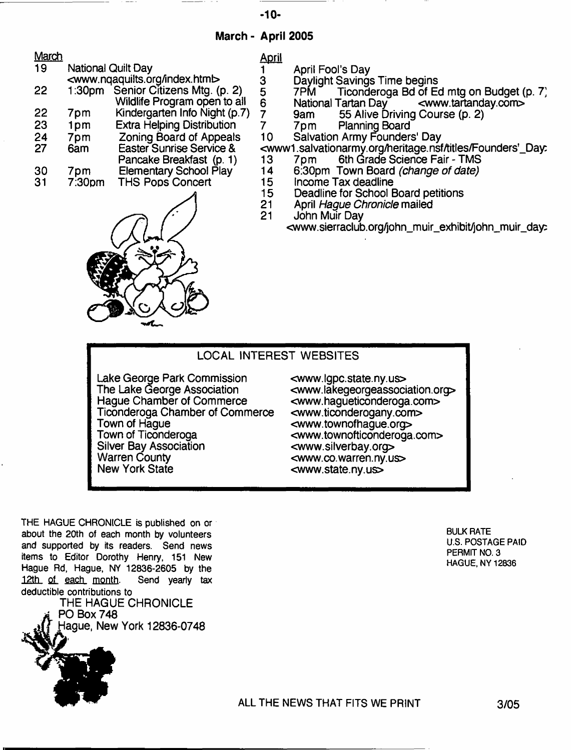## March - April 2005

**March**

| | | |
|---|---|---|
| 19 | | National Quilt Day <www.nqaquilts.org/index.html> |
| 22 | 1:30pm | Senior Citizens Mtg. (p. 2) Wildlife Program open to all |
| 22 | 7pm | Kindergarten Info Night (p.7) |
| 23 | 1pm | Extra Helping Distribution |
| 24 | 7pm | Zoning Board of Appeals |
| 27 | 6am | Easter Sunrise Service & Pancake Breakfast (p. 1) |
| 30 | 7pm | Elementary School Play |
| 31 | 7:30pm | THS Pops Concert |

**April**

| | | |
|---|---|---|
| 1 | | April Fool's Day |
| 3 | | Daylight Savings Time begins |
| 5 | 7PM | Ticonderoga Bd of Ed mtg on Budget (p. 7) |
| 6 | | National Tartan Day <www.tartanday.com> |
| 7 | 9am | 55 Alive Driving Course (p. 2) |
| 7 | 7pm | Planning Board |
| 10 | | Salvation Army Founders' Day <www1.salvationarmy.org/heritage.nsf/titles/Founders'_Day> |
| 13 | 7pm | 6th Grade Science Fair - TMS |
| 14 | 6:30pm | Town Board *(change of date)* |
| 15 | | Income Tax deadline |
| 15 | | Deadline for School Board petitions |
| 21 | | April *Hague Chronicle* mailed |
| 21 | | John Muir Day <www.sierraclub.org/john_muir_exhibit/john_muir_day> |

## LOCAL INTEREST WEBSITES

| | |
|---|---|
| Lake George Park Commission | <www.lgpc.state.ny.us> |
| The Lake George Association | <www.lakegeorgeassociation.org> |
| Hague Chamber of Commerce | <www.hagueticonderoga.com> |
| Ticonderoga Chamber of Commerce | <www.ticonderogany.com> |
| Town of Hague | <www.townofhague.org> |
| Town of Ticonderoga | <www.townofticonderoga.com> |
| Silver Bay Association | <www.silverbay.org> |
| Warren County | <www.co.warren.ny.us> |
| New York State | <www.state.ny.us> |

THE HAGUE CHRONICLE is published on or about the 20th of each month by volunteers and supported by its readers. Send news items to Editor Dorothy Henry, 151 New Hague Rd, Hague, NY 12836-2605 by the <u>12th of each month</u>. Send yearly tax deductible contributions to

THE HAGUE CHRONICLE
PO Box 748
Hague, New York 12836-0748

BULK RATE
U.S. POSTAGE PAID
PERMIT NO. 3
HAGUE, NY 12836

ALL THE NEWS THAT FITS WE PRINT

3/05